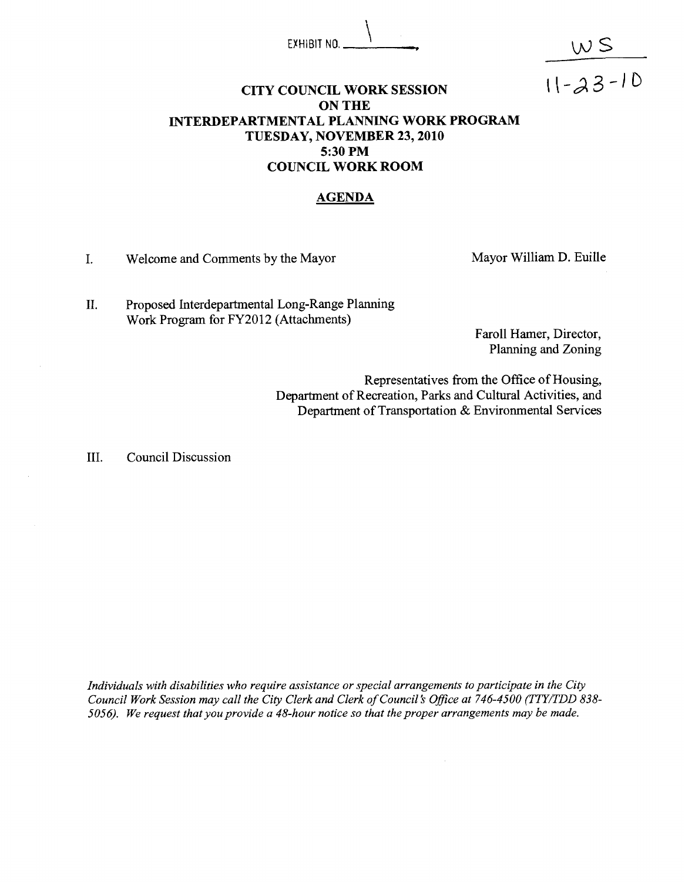EXHIBIT NO. 1

WS
11-23-10

# CITY COUNCIL WORK SESSION ON THE INTERDEPARTMENTAL PLANNING WORK PROGRAM

**TUESDAY, NOVEMBER 23, 2010**
**5:30 PM**
**COUNCIL WORK ROOM**

## AGENDA

I. Welcome and Comments by the Mayor — Mayor William D. Euille

II. Proposed Interdepartmental Long-Range Planning Work Program for FY2012 (Attachments) — Faroll Hamer, Director, Planning and Zoning

Representatives from the Office of Housing, Department of Recreation, Parks and Cultural Activities, and Department of Transportation & Environmental Services

III. Council Discussion

*Individuals with disabilities who require assistance or special arrangements to participate in the City Council Work Session may call the City Clerk and Clerk of Council's Office at 746-4500 (TTY/TDD 838-5056). We request that you provide a 48-hour notice so that the proper arrangements may be made.*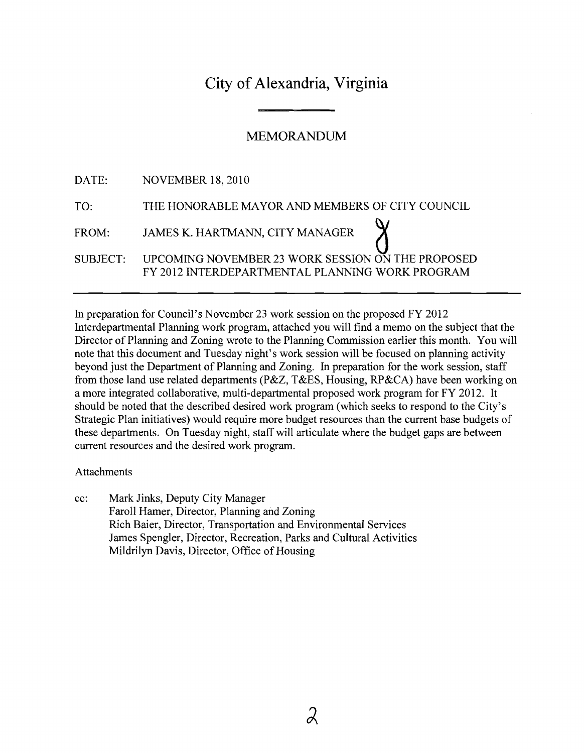# City of Alexandria, Virginia

## MEMORANDUM

DATE: NOVEMBER 18, 2010

TO: THE HONORABLE MAYOR AND MEMBERS OF CITY COUNCIL

FROM: JAMES K. HARTMANN, CITY MANAGER

SUBJECT: UPCOMING NOVEMBER 23 WORK SESSION ON THE PROPOSED FY 2012 INTERDEPARTMENTAL PLANNING WORK PROGRAM

---

In preparation for Council's November 23 work session on the proposed FY 2012 Interdepartmental Planning work program, attached you will find a memo on the subject that the Director of Planning and Zoning wrote to the Planning Commission earlier this month. You will note that this document and Tuesday night's work session will be focused on planning activity beyond just the Department of Planning and Zoning. In preparation for the work session, staff from those land use related departments (P&Z, T&ES, Housing, RP&CA) have been working on a more integrated collaborative, multi-departmental proposed work program for FY 2012. It should be noted that the described desired work program (which seeks to respond to the City's Strategic Plan initiatives) would require more budget resources than the current base budgets of these departments. On Tuesday night, staff will articulate where the budget gaps are between current resources and the desired work program.

Attachments

cc: Mark Jinks, Deputy City Manager
Faroll Hamer, Director, Planning and Zoning
Rich Baier, Director, Transportation and Environmental Services
James Spengler, Director, Recreation, Parks and Cultural Activities
Mildrilyn Davis, Director, Office of Housing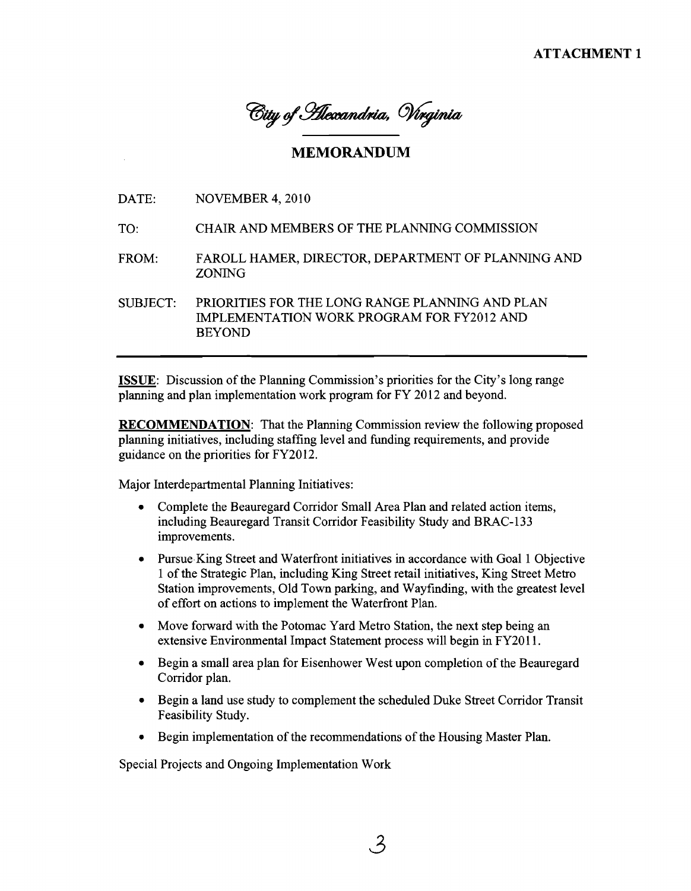**ATTACHMENT 1**

*City of Alexandria, Virginia*

## MEMORANDUM

DATE: NOVEMBER 4, 2010

TO: CHAIR AND MEMBERS OF THE PLANNING COMMISSION

FROM: FAROLL HAMER, DIRECTOR, DEPARTMENT OF PLANNING AND ZONING

SUBJECT: PRIORITIES FOR THE LONG RANGE PLANNING AND PLAN IMPLEMENTATION WORK PROGRAM FOR FY2012 AND BEYOND

---

**ISSUE**: Discussion of the Planning Commission's priorities for the City's long range planning and plan implementation work program for FY 2012 and beyond.

**RECOMMENDATION**: That the Planning Commission review the following proposed planning initiatives, including staffing level and funding requirements, and provide guidance on the priorities for FY2012.

Major Interdepartmental Planning Initiatives:

- Complete the Beauregard Corridor Small Area Plan and related action items, including Beauregard Transit Corridor Feasibility Study and BRAC-133 improvements.
- Pursue King Street and Waterfront initiatives in accordance with Goal 1 Objective 1 of the Strategic Plan, including King Street retail initiatives, King Street Metro Station improvements, Old Town parking, and Wayfinding, with the greatest level of effort on actions to implement the Waterfront Plan.
- Move forward with the Potomac Yard Metro Station, the next step being an extensive Environmental Impact Statement process will begin in FY2011.
- Begin a small area plan for Eisenhower West upon completion of the Beauregard Corridor plan.
- Begin a land use study to complement the scheduled Duke Street Corridor Transit Feasibility Study.
- Begin implementation of the recommendations of the Housing Master Plan.

Special Projects and Ongoing Implementation Work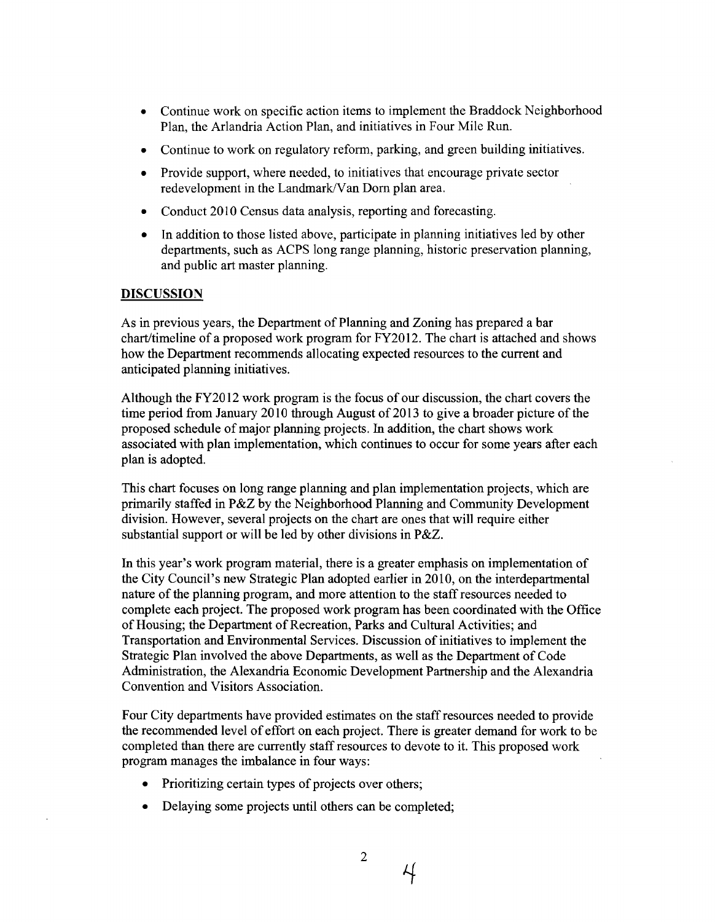- Continue work on specific action items to implement the Braddock Neighborhood Plan, the Arlandria Action Plan, and initiatives in Four Mile Run.
- Continue to work on regulatory reform, parking, and green building initiatives.
- Provide support, where needed, to initiatives that encourage private sector redevelopment in the Landmark/Van Dorn plan area.
- Conduct 2010 Census data analysis, reporting and forecasting.
- In addition to those listed above, participate in planning initiatives led by other departments, such as ACPS long range planning, historic preservation planning, and public art master planning.

## DISCUSSION

As in previous years, the Department of Planning and Zoning has prepared a bar chart/timeline of a proposed work program for FY2012. The chart is attached and shows how the Department recommends allocating expected resources to the current and anticipated planning initiatives.

Although the FY2012 work program is the focus of our discussion, the chart covers the time period from January 2010 through August of 2013 to give a broader picture of the proposed schedule of major planning projects. In addition, the chart shows work associated with plan implementation, which continues to occur for some years after each plan is adopted.

This chart focuses on long range planning and plan implementation projects, which are primarily staffed in P&Z by the Neighborhood Planning and Community Development division. However, several projects on the chart are ones that will require either substantial support or will be led by other divisions in P&Z.

In this year's work program material, there is a greater emphasis on implementation of the City Council's new Strategic Plan adopted earlier in 2010, on the interdepartmental nature of the planning program, and more attention to the staff resources needed to complete each project. The proposed work program has been coordinated with the Office of Housing; the Department of Recreation, Parks and Cultural Activities; and Transportation and Environmental Services. Discussion of initiatives to implement the Strategic Plan involved the above Departments, as well as the Department of Code Administration, the Alexandria Economic Development Partnership and the Alexandria Convention and Visitors Association.

Four City departments have provided estimates on the staff resources needed to provide the recommended level of effort on each project. There is greater demand for work to be completed than there are currently staff resources to devote to it. This proposed work program manages the imbalance in four ways:

- Prioritizing certain types of projects over others;
- Delaying some projects until others can be completed;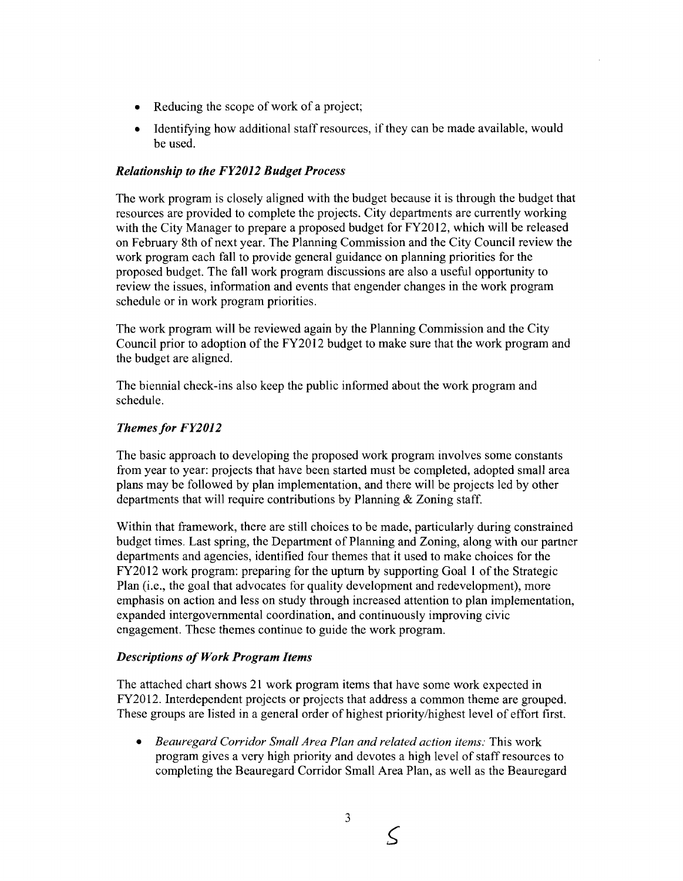- Reducing the scope of work of a project;
- Identifying how additional staff resources, if they can be made available, would be used.

### *Relationship to the FY2012 Budget Process*

The work program is closely aligned with the budget because it is through the budget that resources are provided to complete the projects. City departments are currently working with the City Manager to prepare a proposed budget for FY2012, which will be released on February 8th of next year. The Planning Commission and the City Council review the work program each fall to provide general guidance on planning priorities for the proposed budget. The fall work program discussions are also a useful opportunity to review the issues, information and events that engender changes in the work program schedule or in work program priorities.

The work program will be reviewed again by the Planning Commission and the City Council prior to adoption of the FY2012 budget to make sure that the work program and the budget are aligned.

The biennial check-ins also keep the public informed about the work program and schedule.

### *Themes for FY2012*

The basic approach to developing the proposed work program involves some constants from year to year: projects that have been started must be completed, adopted small area plans may be followed by plan implementation, and there will be projects led by other departments that will require contributions by Planning & Zoning staff.

Within that framework, there are still choices to be made, particularly during constrained budget times. Last spring, the Department of Planning and Zoning, along with our partner departments and agencies, identified four themes that it used to make choices for the FY2012 work program: preparing for the upturn by supporting Goal 1 of the Strategic Plan (i.e., the goal that advocates for quality development and redevelopment), more emphasis on action and less on study through increased attention to plan implementation, expanded intergovernmental coordination, and continuously improving civic engagement. These themes continue to guide the work program.

### *Descriptions of Work Program Items*

The attached chart shows 21 work program items that have some work expected in FY2012. Interdependent projects or projects that address a common theme are grouped. These groups are listed in a general order of highest priority/highest level of effort first.

- *Beauregard Corridor Small Area Plan and related action items:* This work program gives a very high priority and devotes a high level of staff resources to completing the Beauregard Corridor Small Area Plan, as well as the Beauregard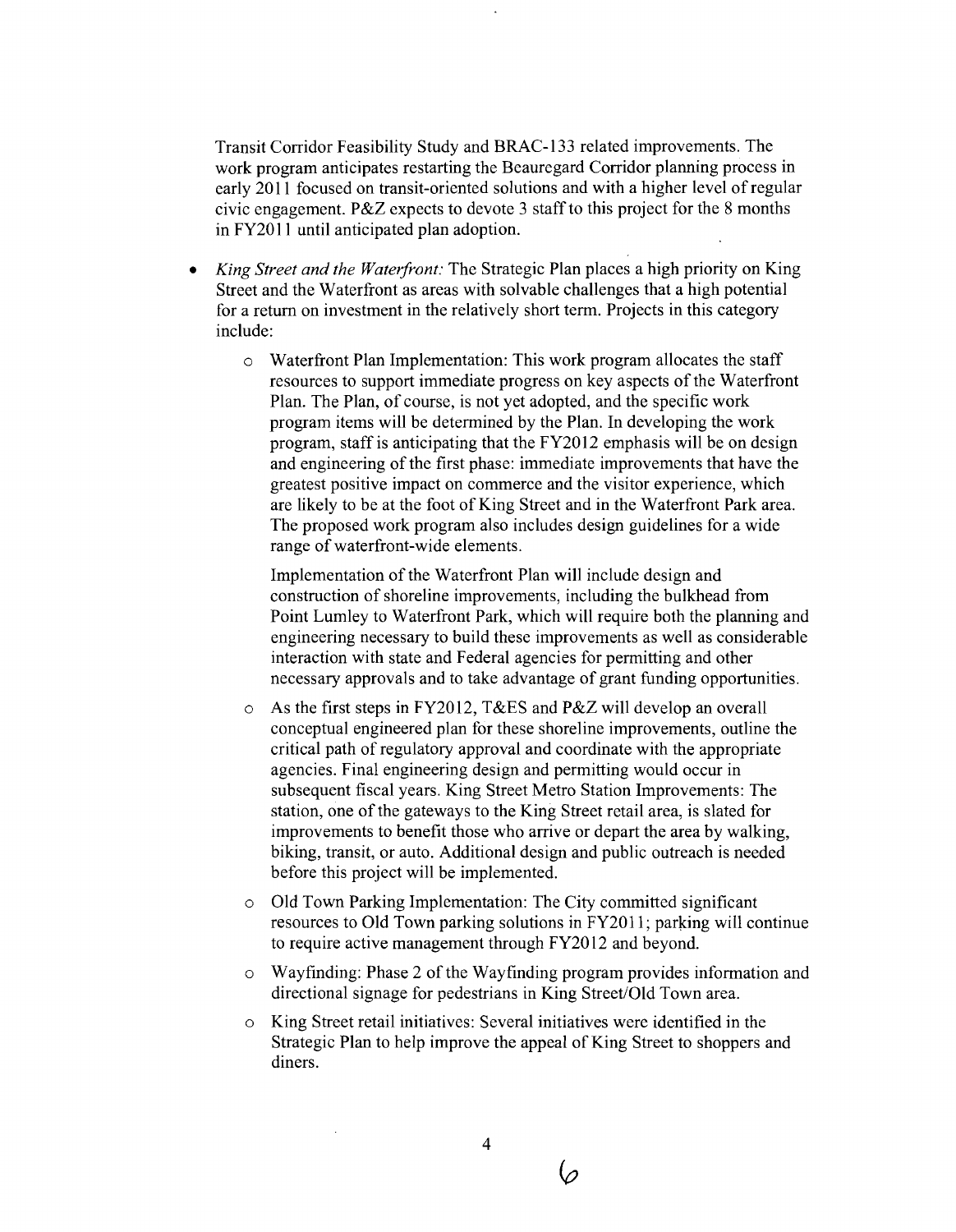Transit Corridor Feasibility Study and BRAC-133 related improvements. The work program anticipates restarting the Beauregard Corridor planning process in early 2011 focused on transit-oriented solutions and with a higher level of regular civic engagement. P&Z expects to devote 3 staff to this project for the 8 months in FY2011 until anticipated plan adoption.

- *King Street and the Waterfront:* The Strategic Plan places a high priority on King Street and the Waterfront as areas with solvable challenges that a high potential for a return on investment in the relatively short term. Projects in this category include:
  - Waterfront Plan Implementation: This work program allocates the staff resources to support immediate progress on key aspects of the Waterfront Plan. The Plan, of course, is not yet adopted, and the specific work program items will be determined by the Plan. In developing the work program, staff is anticipating that the FY2012 emphasis will be on design and engineering of the first phase: immediate improvements that have the greatest positive impact on commerce and the visitor experience, which are likely to be at the foot of King Street and in the Waterfront Park area. The proposed work program also includes design guidelines for a wide range of waterfront-wide elements.

    Implementation of the Waterfront Plan will include design and construction of shoreline improvements, including the bulkhead from Point Lumley to Waterfront Park, which will require both the planning and engineering necessary to build these improvements as well as considerable interaction with state and Federal agencies for permitting and other necessary approvals and to take advantage of grant funding opportunities.
  - As the first steps in FY2012, T&ES and P&Z will develop an overall conceptual engineered plan for these shoreline improvements, outline the critical path of regulatory approval and coordinate with the appropriate agencies. Final engineering design and permitting would occur in subsequent fiscal years. King Street Metro Station Improvements: The station, one of the gateways to the King Street retail area, is slated for improvements to benefit those who arrive or depart the area by walking, biking, transit, or auto. Additional design and public outreach is needed before this project will be implemented.
  - Old Town Parking Implementation: The City committed significant resources to Old Town parking solutions in FY2011; parking will continue to require active management through FY2012 and beyond.
  - Wayfinding: Phase 2 of the Wayfinding program provides information and directional signage for pedestrians in King Street/Old Town area.
  - King Street retail initiatives: Several initiatives were identified in the Strategic Plan to help improve the appeal of King Street to shoppers and diners.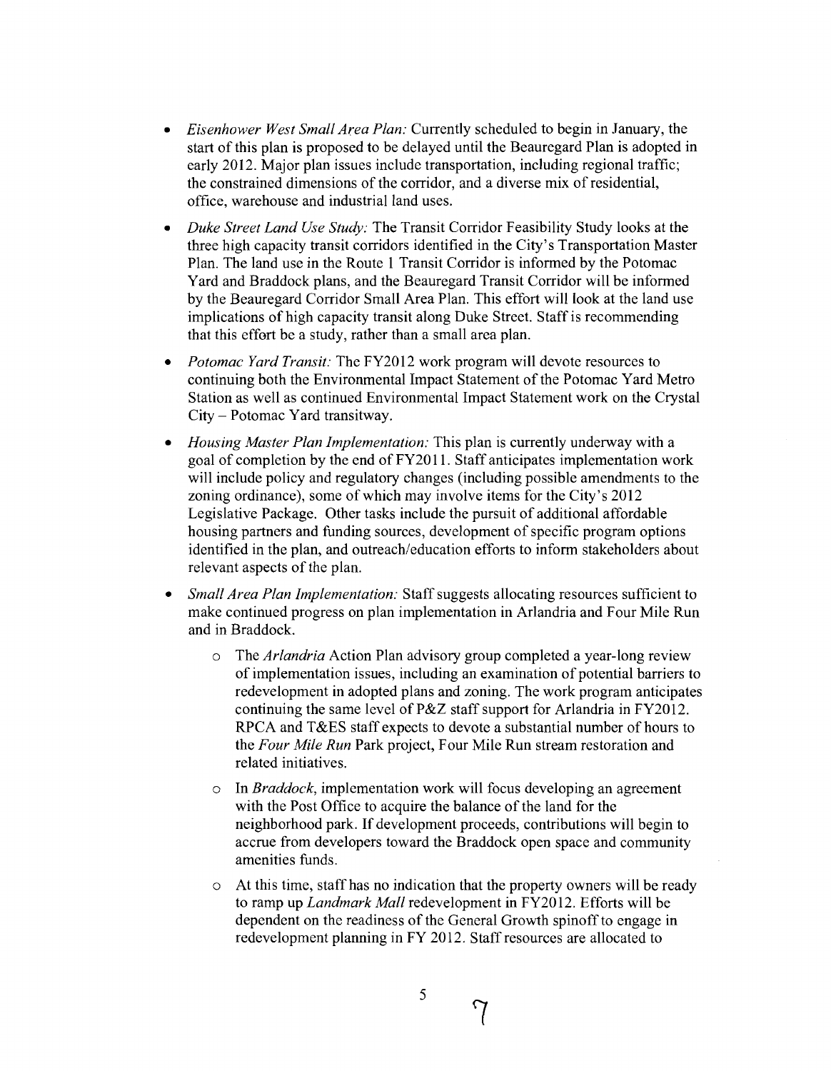- *Eisenhower West Small Area Plan:* Currently scheduled to begin in January, the start of this plan is proposed to be delayed until the Beauregard Plan is adopted in early 2012. Major plan issues include transportation, including regional traffic; the constrained dimensions of the corridor, and a diverse mix of residential, office, warehouse and industrial land uses.
- *Duke Street Land Use Study:* The Transit Corridor Feasibility Study looks at the three high capacity transit corridors identified in the City's Transportation Master Plan. The land use in the Route 1 Transit Corridor is informed by the Potomac Yard and Braddock plans, and the Beauregard Transit Corridor will be informed by the Beauregard Corridor Small Area Plan. This effort will look at the land use implications of high capacity transit along Duke Street. Staff is recommending that this effort be a study, rather than a small area plan.
- *Potomac Yard Transit:* The FY2012 work program will devote resources to continuing both the Environmental Impact Statement of the Potomac Yard Metro Station as well as continued Environmental Impact Statement work on the Crystal City – Potomac Yard transitway.
- *Housing Master Plan Implementation:* This plan is currently underway with a goal of completion by the end of FY2011. Staff anticipates implementation work will include policy and regulatory changes (including possible amendments to the zoning ordinance), some of which may involve items for the City's 2012 Legislative Package. Other tasks include the pursuit of additional affordable housing partners and funding sources, development of specific program options identified in the plan, and outreach/education efforts to inform stakeholders about relevant aspects of the plan.
- *Small Area Plan Implementation:* Staff suggests allocating resources sufficient to make continued progress on plan implementation in Arlandria and Four Mile Run and in Braddock.
  - The *Arlandria* Action Plan advisory group completed a year-long review of implementation issues, including an examination of potential barriers to redevelopment in adopted plans and zoning. The work program anticipates continuing the same level of P&Z staff support for Arlandria in FY2012. RPCA and T&ES staff expects to devote a substantial number of hours to the *Four Mile Run* Park project, Four Mile Run stream restoration and related initiatives.
  - In *Braddock*, implementation work will focus developing an agreement with the Post Office to acquire the balance of the land for the neighborhood park. If development proceeds, contributions will begin to accrue from developers toward the Braddock open space and community amenities funds.
  - At this time, staff has no indication that the property owners will be ready to ramp up *Landmark Mall* redevelopment in FY2012. Efforts will be dependent on the readiness of the General Growth spinoff to engage in redevelopment planning in FY 2012. Staff resources are allocated to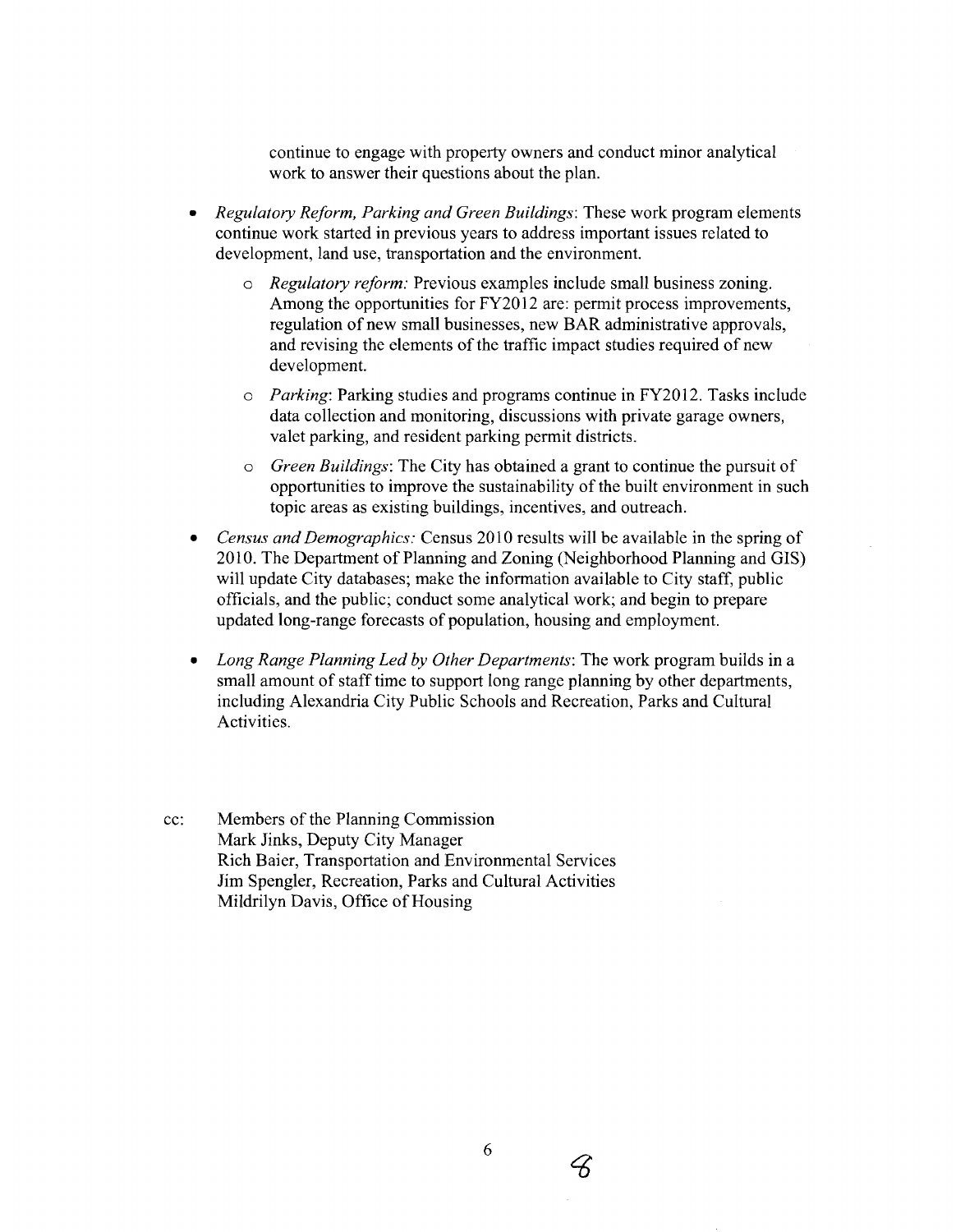continue to engage with property owners and conduct minor analytical work to answer their questions about the plan.

- *Regulatory Reform, Parking and Green Buildings*: These work program elements continue work started in previous years to address important issues related to development, land use, transportation and the environment.
    - *Regulatory reform:* Previous examples include small business zoning. Among the opportunities for FY2012 are: permit process improvements, regulation of new small businesses, new BAR administrative approvals, and revising the elements of the traffic impact studies required of new development.
    - *Parking*: Parking studies and programs continue in FY2012. Tasks include data collection and monitoring, discussions with private garage owners, valet parking, and resident parking permit districts.
    - *Green Buildings*: The City has obtained a grant to continue the pursuit of opportunities to improve the sustainability of the built environment in such topic areas as existing buildings, incentives, and outreach.
- *Census and Demographics:* Census 2010 results will be available in the spring of 2010. The Department of Planning and Zoning (Neighborhood Planning and GIS) will update City databases; make the information available to City staff, public officials, and the public; conduct some analytical work; and begin to prepare updated long-range forecasts of population, housing and employment.
- *Long Range Planning Led by Other Departments*: The work program builds in a small amount of staff time to support long range planning by other departments, including Alexandria City Public Schools and Recreation, Parks and Cultural Activities.

cc: Members of the Planning Commission
Mark Jinks, Deputy City Manager
Rich Baier, Transportation and Environmental Services
Jim Spengler, Recreation, Parks and Cultural Activities
Mildrilyn Davis, Office of Housing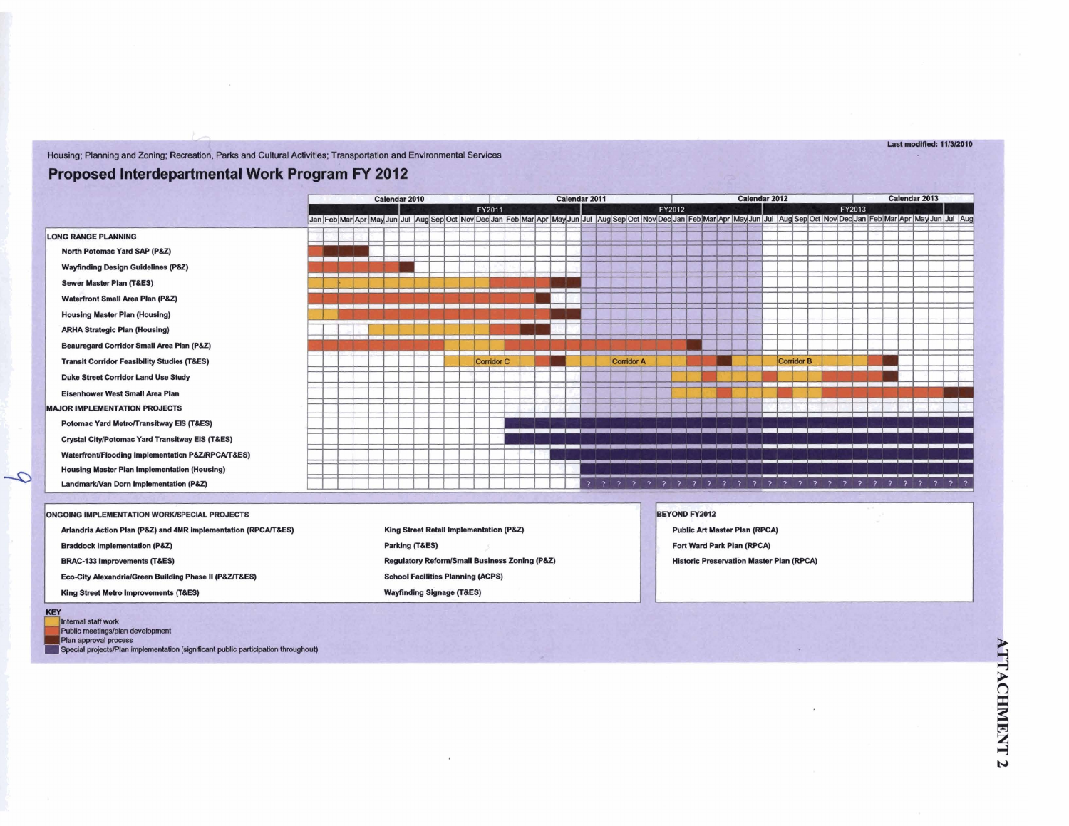Last modified: 11/3/2010

Housing; Planning and Zoning; Recreation, Parks and Cultural Activities; Transportation and Environmental Services

# Proposed Interdepartmental Work Program FY 2012

Calendar 2010
Calendar 2011
Calendar 2012
Calendar 2013

FY2011
FY2012
FY2013

Jan Feb Mar Apr May Jun Jul Aug Sep Oct Nov Dec Jan Feb Mar Apr May Jun Jul Aug Sep Oct Nov Dec Jan Feb Mar Apr May Jun Jul Aug Sep Oct Nov Dec Jan Feb Mar Apr May Jun Jul Aug

**LONG RANGE PLANNING**

- North Potomac Yard SAP (P&Z)
- Wayfinding Design Guidelines (P&Z)
- Sewer Master Plan (T&ES)
- Waterfront Small Area Plan (P&Z)
- Housing Master Plan (Housing)
- ARHA Strategic Plan (Housing)
- Beauregard Corridor Small Area Plan (P&Z)
- Transit Corridor Feasibility Studies (T&ES)
- Duke Street Corridor Land Use Study
- Eisenhower West Small Area Plan

Corridor C
Corridor A
Corridor B

**MAJOR IMPLEMENTATION PROJECTS**

- Potomac Yard Metro/Transitway EIS (T&ES)
- Crystal City/Potomac Yard Transitway EIS (T&ES)
- Waterfront/Flooding Implementation P&Z/RPCA/T&ES)
- Housing Master Plan Implementation (Housing)
- Landmark/Van Dorn Implementation (P&Z)

? ? ? ? ? ? ? ? ? ? ? ? ? ? ? ? ? ? ? ? ? ? ? ? ? ? ?

**ONGOING IMPLEMENTATION WORK/SPECIAL PROJECTS**

- Arlandria Action Plan (P&Z) and 4MR Implementation (RPCA/T&ES)
- Braddock Implementation (P&Z)
- BRAC-133 Improvements (T&ES)
- Eco-City Alexandria/Green Building Phase II (P&Z/T&ES)
- King Street Metro Improvements (T&ES)
- King Street Retail Implementation (P&Z)
- Parking (T&ES)
- Regulatory Reform/Small Business Zoning (P&Z)
- School Facilities Planning (ACPS)
- Wayfinding Signage (T&ES)

**BEYOND FY2012**

- Public Art Master Plan (RPCA)
- Fort Ward Park Plan (RPCA)
- Historic Preservation Master Plan (RPCA)

**KEY**

- Internal staff work
- Public meetings/plan development
- Plan approval process
- Special projects/Plan implementation (significant public participation throughout)

ATTACHMENT 2